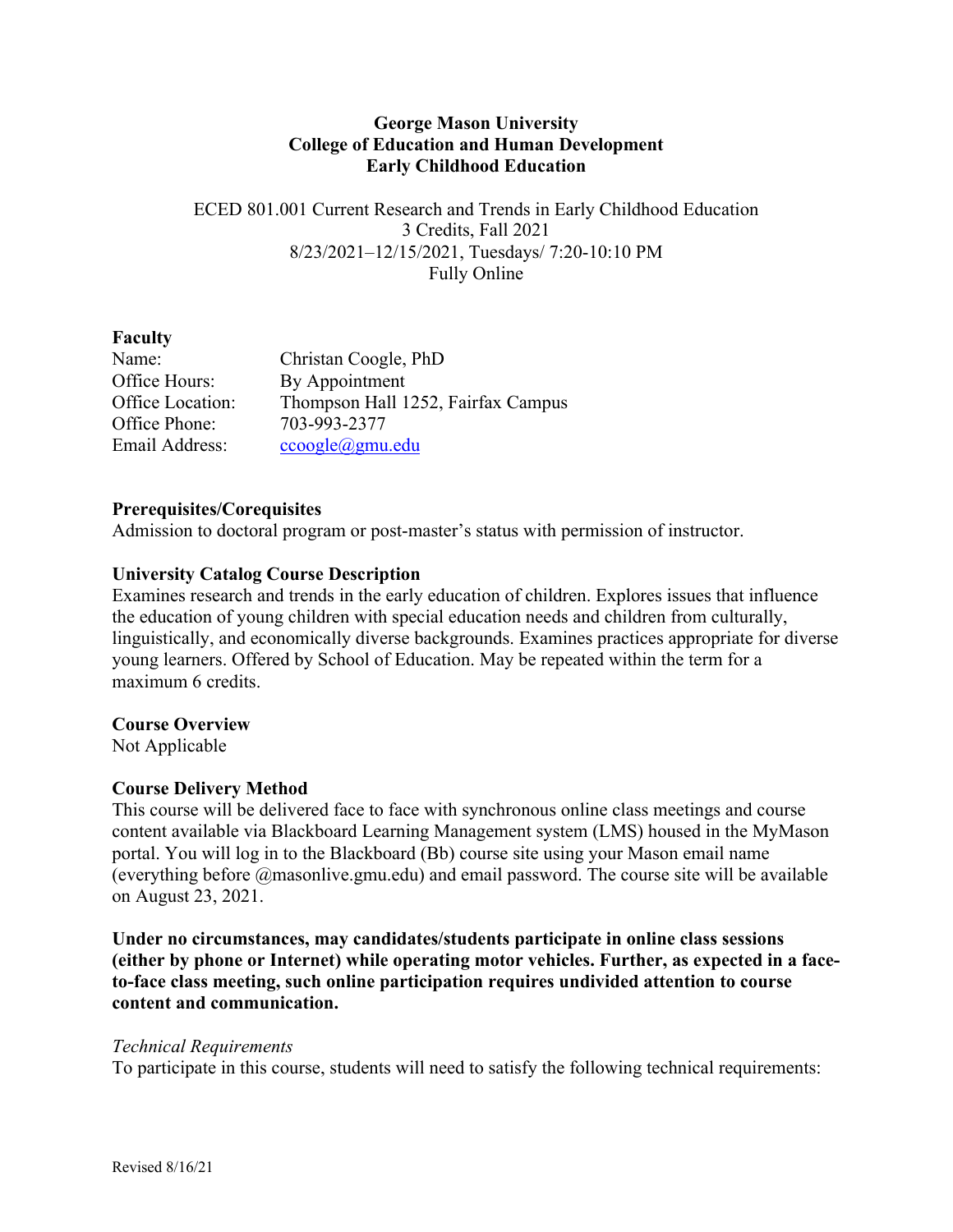**George Mason University**
**College of Education and Human Development**
**Early Childhood Education**

ECED 801.001 Current Research and Trends in Early Childhood Education
3 Credits, Fall 2021
8/23/2021–12/15/2021, Tuesdays/ 7:20-10:10 PM
Fully Online

**Faculty**

| | |
|---|---|
| Name: | Christan Coogle, PhD |
| Office Hours: | By Appointment |
| Office Location: | Thompson Hall 1252, Fairfax Campus |
| Office Phone: | 703-993-2377 |
| Email Address: | ccoogle@gmu.edu |

**Prerequisites/Corequisites**
Admission to doctoral program or post-master's status with permission of instructor.

**University Catalog Course Description**
Examines research and trends in the early education of children. Explores issues that influence the education of young children with special education needs and children from culturally, linguistically, and economically diverse backgrounds. Examines practices appropriate for diverse young learners. Offered by School of Education. May be repeated within the term for a maximum 6 credits.

**Course Overview**
Not Applicable

**Course Delivery Method**
This course will be delivered face to face with synchronous online class meetings and course content available via Blackboard Learning Management system (LMS) housed in the MyMason portal. You will log in to the Blackboard (Bb) course site using your Mason email name (everything before @masonlive.gmu.edu) and email password. The course site will be available on August 23, 2021.

**Under no circumstances, may candidates/students participate in online class sessions (either by phone or Internet) while operating motor vehicles. Further, as expected in a face-to-face class meeting, such online participation requires undivided attention to course content and communication.**

*Technical Requirements*
To participate in this course, students will need to satisfy the following technical requirements:

Revised 8/16/21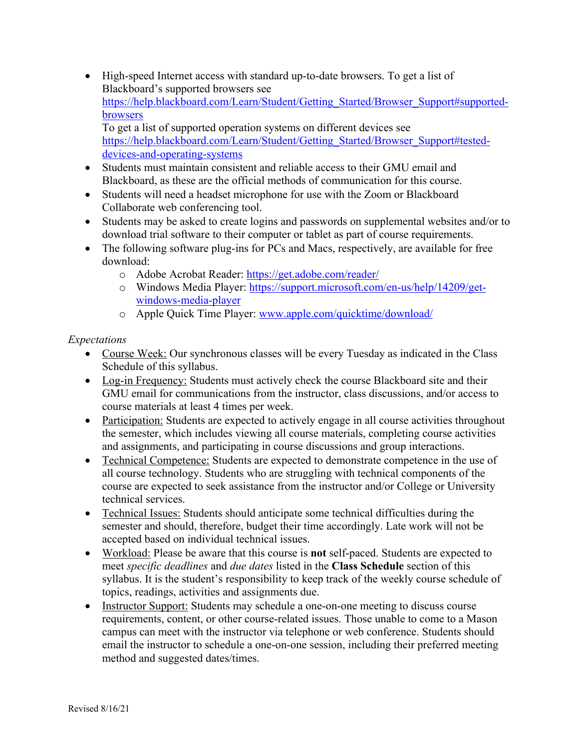- High-speed Internet access with standard up-to-date browsers. To get a list of Blackboard's supported browsers see https://help.blackboard.com/Learn/Student/Getting_Started/Browser_Support#supported-browsers
  To get a list of supported operation systems on different devices see https://help.blackboard.com/Learn/Student/Getting_Started/Browser_Support#tested-devices-and-operating-systems
- Students must maintain consistent and reliable access to their GMU email and Blackboard, as these are the official methods of communication for this course.
- Students will need a headset microphone for use with the Zoom or Blackboard Collaborate web conferencing tool.
- Students may be asked to create logins and passwords on supplemental websites and/or to download trial software to their computer or tablet as part of course requirements.
- The following software plug-ins for PCs and Macs, respectively, are available for free download:
  - Adobe Acrobat Reader: https://get.adobe.com/reader/
  - Windows Media Player: https://support.microsoft.com/en-us/help/14209/get-windows-media-player
  - Apple Quick Time Player: www.apple.com/quicktime/download/

*Expectations*

- Course Week: Our synchronous classes will be every Tuesday as indicated in the Class Schedule of this syllabus.
- Log-in Frequency: Students must actively check the course Blackboard site and their GMU email for communications from the instructor, class discussions, and/or access to course materials at least 4 times per week.
- Participation: Students are expected to actively engage in all course activities throughout the semester, which includes viewing all course materials, completing course activities and assignments, and participating in course discussions and group interactions.
- Technical Competence: Students are expected to demonstrate competence in the use of all course technology. Students who are struggling with technical components of the course are expected to seek assistance from the instructor and/or College or University technical services.
- Technical Issues: Students should anticipate some technical difficulties during the semester and should, therefore, budget their time accordingly. Late work will not be accepted based on individual technical issues.
- Workload: Please be aware that this course is **not** self-paced. Students are expected to meet *specific deadlines* and *due dates* listed in the **Class Schedule** section of this syllabus. It is the student's responsibility to keep track of the weekly course schedule of topics, readings, activities and assignments due.
- Instructor Support: Students may schedule a one-on-one meeting to discuss course requirements, content, or other course-related issues. Those unable to come to a Mason campus can meet with the instructor via telephone or web conference. Students should email the instructor to schedule a one-on-one session, including their preferred meeting method and suggested dates/times.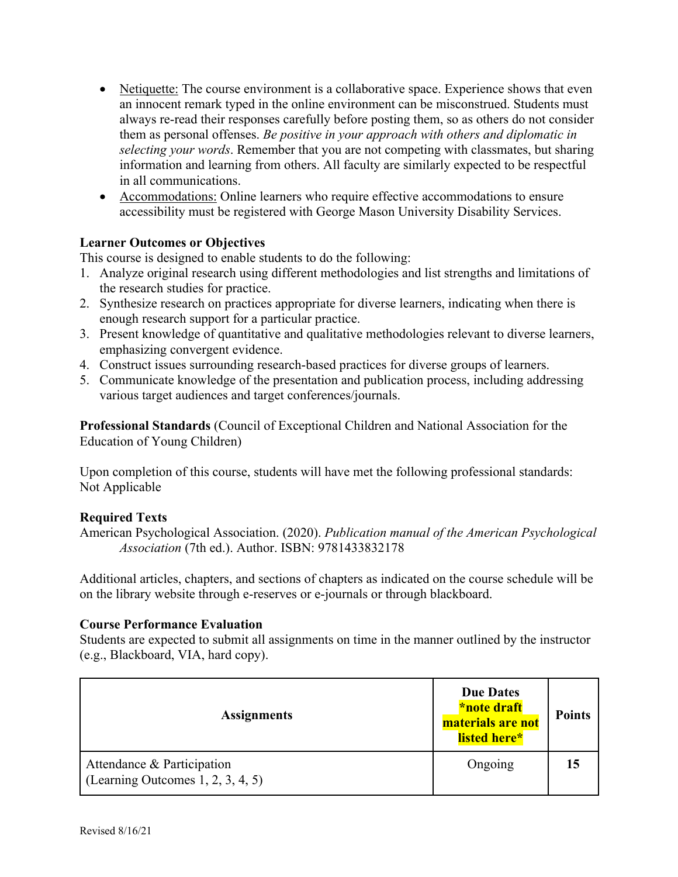- Netiquette: The course environment is a collaborative space. Experience shows that even an innocent remark typed in the online environment can be misconstrued. Students must always re-read their responses carefully before posting them, so as others do not consider them as personal offenses. *Be positive in your approach with others and diplomatic in selecting your words*. Remember that you are not competing with classmates, but sharing information and learning from others. All faculty are similarly expected to be respectful in all communications.
- Accommodations: Online learners who require effective accommodations to ensure accessibility must be registered with George Mason University Disability Services.

**Learner Outcomes or Objectives**

This course is designed to enable students to do the following:

1. Analyze original research using different methodologies and list strengths and limitations of the research studies for practice.
2. Synthesize research on practices appropriate for diverse learners, indicating when there is enough research support for a particular practice.
3. Present knowledge of quantitative and qualitative methodologies relevant to diverse learners, emphasizing convergent evidence.
4. Construct issues surrounding research-based practices for diverse groups of learners.
5. Communicate knowledge of the presentation and publication process, including addressing various target audiences and target conferences/journals.

**Professional Standards** (Council of Exceptional Children and National Association for the Education of Young Children)

Upon completion of this course, students will have met the following professional standards: Not Applicable

**Required Texts**

American Psychological Association. (2020). *Publication manual of the American Psychological Association* (7th ed.). Author. ISBN: 9781433832178

Additional articles, chapters, and sections of chapters as indicated on the course schedule will be on the library website through e-reserves or e-journals or through blackboard.

**Course Performance Evaluation**

Students are expected to submit all assignments on time in the manner outlined by the instructor (e.g., Blackboard, VIA, hard copy).

| **Assignments** | **Due Dates** **\*note draft materials are not listed here\*** | **Points** |
|---|---|---|
| Attendance & Participation (Learning Outcomes 1, 2, 3, 4, 5) | Ongoing | **15** |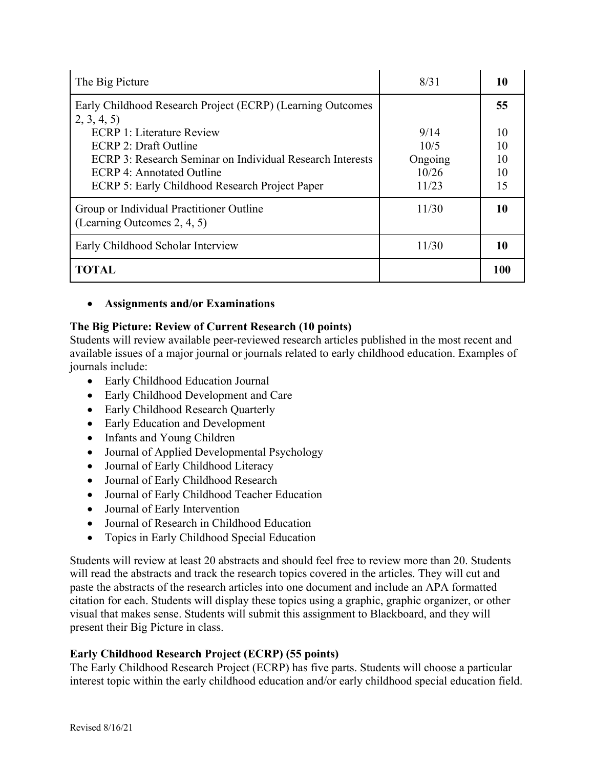| | | |
|---|---|---|
| The Big Picture | 8/31 | **10** |
| Early Childhood Research Project (ECRP) (Learning Outcomes 2, 3, 4, 5) | | **55** |
| ECRP 1: Literature Review | 9/14 | 10 |
| ECRP 2: Draft Outline | 10/5 | 10 |
| ECRP 3: Research Seminar on Individual Research Interests | Ongoing | 10 |
| ECRP 4: Annotated Outline | 10/26 | 10 |
| ECRP 5: Early Childhood Research Project Paper | 11/23 | 15 |
| Group or Individual Practitioner Outline (Learning Outcomes 2, 4, 5) | 11/30 | **10** |
| Early Childhood Scholar Interview | 11/30 | **10** |
| **TOTAL** | | **100** |

- **Assignments and/or Examinations**

**The Big Picture: Review of Current Research (10 points)**
Students will review available peer-reviewed research articles published in the most recent and available issues of a major journal or journals related to early childhood education. Examples of journals include:

- Early Childhood Education Journal
- Early Childhood Development and Care
- Early Childhood Research Quarterly
- Early Education and Development
- Infants and Young Children
- Journal of Applied Developmental Psychology
- Journal of Early Childhood Literacy
- Journal of Early Childhood Research
- Journal of Early Childhood Teacher Education
- Journal of Early Intervention
- Journal of Research in Childhood Education
- Topics in Early Childhood Special Education

Students will review at least 20 abstracts and should feel free to review more than 20. Students will read the abstracts and track the research topics covered in the articles. They will cut and paste the abstracts of the research articles into one document and include an APA formatted citation for each. Students will display these topics using a graphic, graphic organizer, or other visual that makes sense. Students will submit this assignment to Blackboard, and they will present their Big Picture in class.

**Early Childhood Research Project (ECRP) (55 points)**
The Early Childhood Research Project (ECRP) has five parts. Students will choose a particular interest topic within the early childhood education and/or early childhood special education field.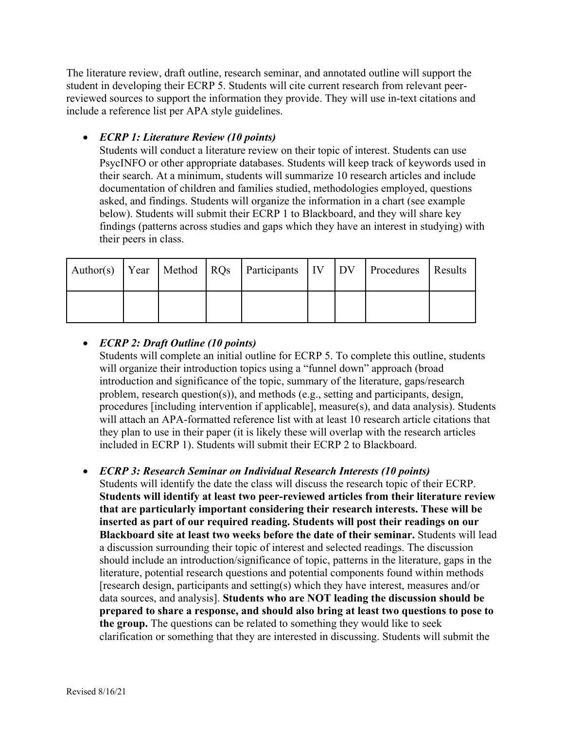The literature review, draft outline, research seminar, and annotated outline will support the student in developing their ECRP 5. Students will cite current research from relevant peer-reviewed sources to support the information they provide. They will use in-text citations and include a reference list per APA style guidelines.

- ***ECRP 1: Literature Review (10 points)***
  Students will conduct a literature review on their topic of interest. Students can use PsycINFO or other appropriate databases. Students will keep track of keywords used in their search. At a minimum, students will summarize 10 research articles and include documentation of children and families studied, methodologies employed, questions asked, and findings. Students will organize the information in a chart (see example below). Students will submit their ECRP 1 to Blackboard, and they will share key findings (patterns across studies and gaps which they have an interest in studying) with their peers in class.

| Author(s) | Year | Method | RQs | Participants | IV | DV | Procedures | Results |
|---|---|---|---|---|---|---|---|---|
| | | | | | | | | |

- ***ECRP 2: Draft Outline (10 points)***
  Students will complete an initial outline for ECRP 5. To complete this outline, students will organize their introduction topics using a "funnel down" approach (broad introduction and significance of the topic, summary of the literature, gaps/research problem, research question(s)), and methods (e.g., setting and participants, design, procedures [including intervention if applicable], measure(s), and data analysis). Students will attach an APA-formatted reference list with at least 10 research article citations that they plan to use in their paper (it is likely these will overlap with the research articles included in ECRP 1). Students will submit their ECRP 2 to Blackboard.

- ***ECRP 3: Research Seminar on Individual Research Interests (10 points)***
  Students will identify the date the class will discuss the research topic of their ECRP. **Students will identify at least two peer-reviewed articles from their literature review that are particularly important considering their research interests. These will be inserted as part of our required reading. Students will post their readings on our Blackboard site at least two weeks before the date of their seminar.** Students will lead a discussion surrounding their topic of interest and selected readings. The discussion should include an introduction/significance of topic, patterns in the literature, gaps in the literature, potential research questions and potential components found within methods [research design, participants and setting(s) which they have interest, measures and/or data sources, and analysis]. **Students who are NOT leading the discussion should be prepared to share a response, and should also bring at least two questions to pose to the group.** The questions can be related to something they would like to seek clarification or something that they are interested in discussing. Students will submit the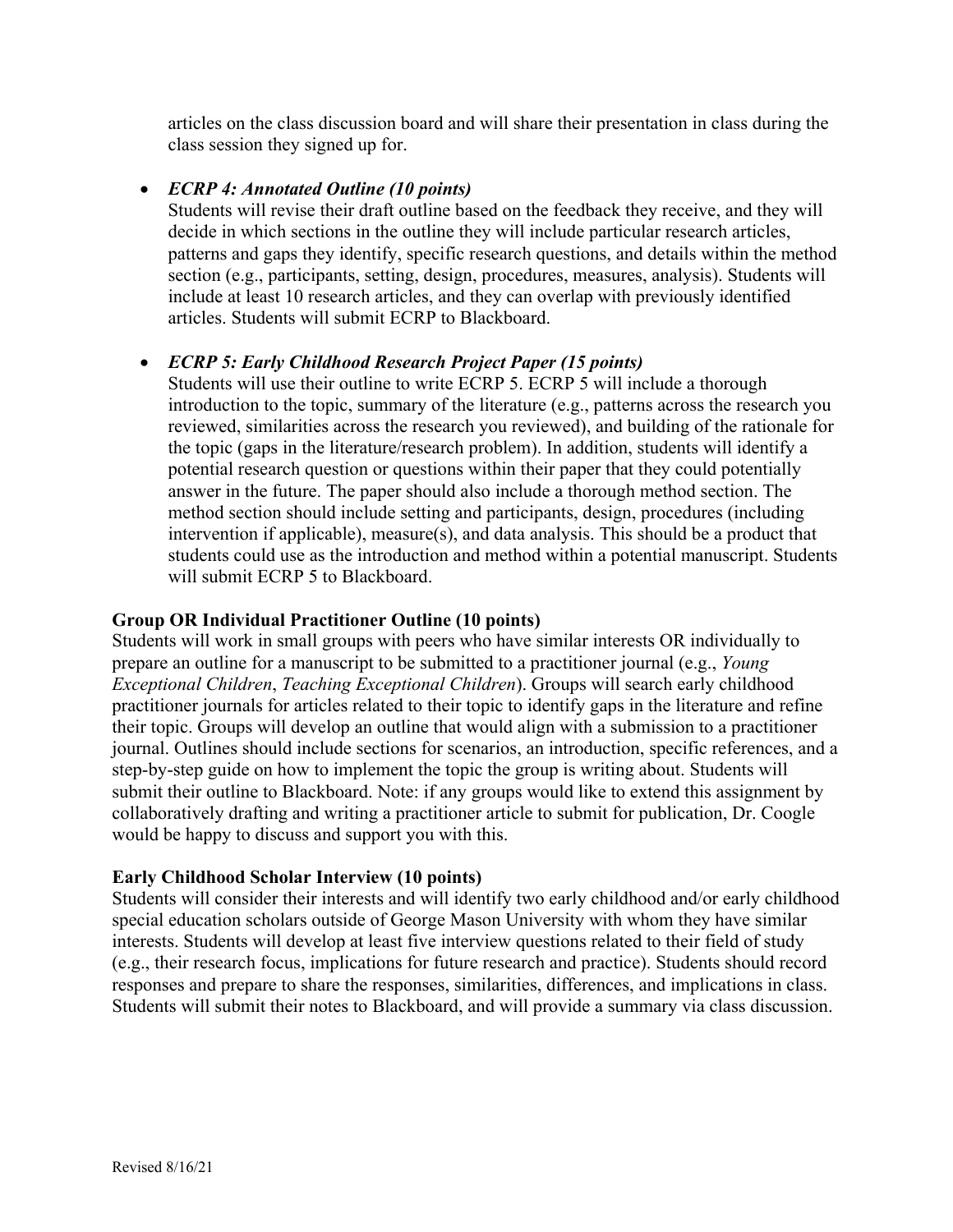articles on the class discussion board and will share their presentation in class during the class session they signed up for.

- ***ECRP 4: Annotated Outline (10 points)***
  Students will revise their draft outline based on the feedback they receive, and they will decide in which sections in the outline they will include particular research articles, patterns and gaps they identify, specific research questions, and details within the method section (e.g., participants, setting, design, procedures, measures, analysis). Students will include at least 10 research articles, and they can overlap with previously identified articles. Students will submit ECRP to Blackboard.

- ***ECRP 5: Early Childhood Research Project Paper (15 points)***
  Students will use their outline to write ECRP 5. ECRP 5 will include a thorough introduction to the topic, summary of the literature (e.g., patterns across the research you reviewed, similarities across the research you reviewed), and building of the rationale for the topic (gaps in the literature/research problem). In addition, students will identify a potential research question or questions within their paper that they could potentially answer in the future. The paper should also include a thorough method section. The method section should include setting and participants, design, procedures (including intervention if applicable), measure(s), and data analysis. This should be a product that students could use as the introduction and method within a potential manuscript. Students will submit ECRP 5 to Blackboard.

**Group OR Individual Practitioner Outline (10 points)**
Students will work in small groups with peers who have similar interests OR individually to prepare an outline for a manuscript to be submitted to a practitioner journal (e.g., *Young Exceptional Children*, *Teaching Exceptional Children*). Groups will search early childhood practitioner journals for articles related to their topic to identify gaps in the literature and refine their topic. Groups will develop an outline that would align with a submission to a practitioner journal. Outlines should include sections for scenarios, an introduction, specific references, and a step-by-step guide on how to implement the topic the group is writing about. Students will submit their outline to Blackboard. Note: if any groups would like to extend this assignment by collaboratively drafting and writing a practitioner article to submit for publication, Dr. Coogle would be happy to discuss and support you with this.

**Early Childhood Scholar Interview (10 points)**
Students will consider their interests and will identify two early childhood and/or early childhood special education scholars outside of George Mason University with whom they have similar interests. Students will develop at least five interview questions related to their field of study (e.g., their research focus, implications for future research and practice). Students should record responses and prepare to share the responses, similarities, differences, and implications in class. Students will submit their notes to Blackboard, and will provide a summary via class discussion.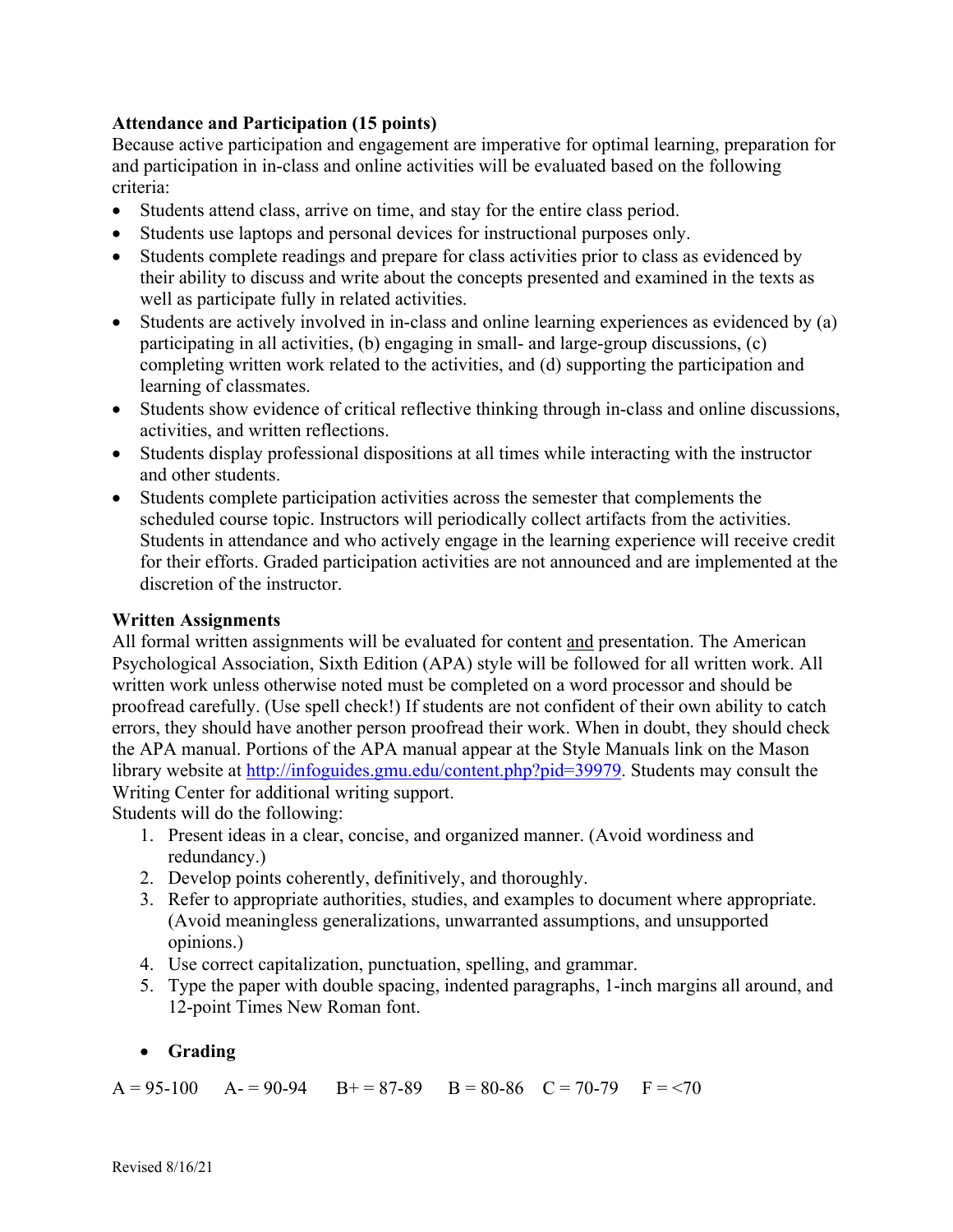**Attendance and Participation (15 points)**

Because active participation and engagement are imperative for optimal learning, preparation for and participation in in-class and online activities will be evaluated based on the following criteria:

- Students attend class, arrive on time, and stay for the entire class period.
- Students use laptops and personal devices for instructional purposes only.
- Students complete readings and prepare for class activities prior to class as evidenced by their ability to discuss and write about the concepts presented and examined in the texts as well as participate fully in related activities.
- Students are actively involved in in-class and online learning experiences as evidenced by (a) participating in all activities, (b) engaging in small- and large-group discussions, (c) completing written work related to the activities, and (d) supporting the participation and learning of classmates.
- Students show evidence of critical reflective thinking through in-class and online discussions, activities, and written reflections.
- Students display professional dispositions at all times while interacting with the instructor and other students.
- Students complete participation activities across the semester that complements the scheduled course topic. Instructors will periodically collect artifacts from the activities. Students in attendance and who actively engage in the learning experience will receive credit for their efforts. Graded participation activities are not announced and are implemented at the discretion of the instructor.

**Written Assignments**

All formal written assignments will be evaluated for content and presentation. The American Psychological Association, Sixth Edition (APA) style will be followed for all written work. All written work unless otherwise noted must be completed on a word processor and should be proofread carefully. (Use spell check!) If students are not confident of their own ability to catch errors, they should have another person proofread their work. When in doubt, they should check the APA manual. Portions of the APA manual appear at the Style Manuals link on the Mason library website at http://infoguides.gmu.edu/content.php?pid=39979. Students may consult the Writing Center for additional writing support.

Students will do the following:

1. Present ideas in a clear, concise, and organized manner. (Avoid wordiness and redundancy.)
2. Develop points coherently, definitively, and thoroughly.
3. Refer to appropriate authorities, studies, and examples to document where appropriate. (Avoid meaningless generalizations, unwarranted assumptions, and unsupported opinions.)
4. Use correct capitalization, punctuation, spelling, and grammar.
5. Type the paper with double spacing, indented paragraphs, 1-inch margins all around, and 12-point Times New Roman font.

- **Grading**

A = 95-100 A- = 90-94 B+ = 87-89 B = 80-86 C = 70-79 F = <70

Revised 8/16/21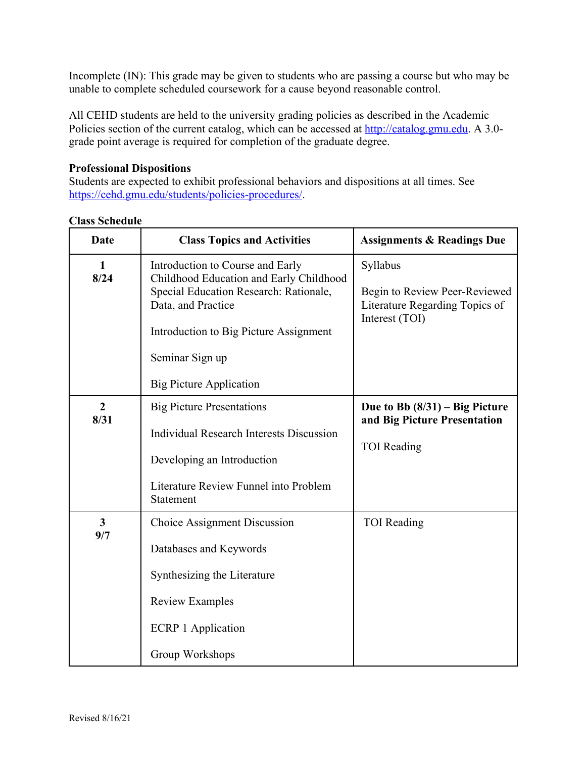Incomplete (IN): This grade may be given to students who are passing a course but who may be unable to complete scheduled coursework for a cause beyond reasonable control.

All CEHD students are held to the university grading policies as described in the Academic Policies section of the current catalog, which can be accessed at http://catalog.gmu.edu. A 3.0-grade point average is required for completion of the graduate degree.

**Professional Dispositions**
Students are expected to exhibit professional behaviors and dispositions at all times. See https://cehd.gmu.edu/students/policies-procedures/.

**Class Schedule**

| Date | Class Topics and Activities | Assignments & Readings Due |
|---|---|---|
| **1**<br>**8/24** | Introduction to Course and Early Childhood Education and Early Childhood Special Education Research: Rationale, Data, and Practice<br><br>Introduction to Big Picture Assignment<br><br>Seminar Sign up<br><br>Big Picture Application | Syllabus<br><br>Begin to Review Peer-Reviewed Literature Regarding Topics of Interest (TOI) |
| **2**<br>**8/31** | Big Picture Presentations<br><br>Individual Research Interests Discussion<br><br>Developing an Introduction<br><br>Literature Review Funnel into Problem Statement | **Due to Bb (8/31) – Big Picture and Big Picture Presentation**<br><br>TOI Reading |
| **3**<br>**9/7** | Choice Assignment Discussion<br><br>Databases and Keywords<br><br>Synthesizing the Literature<br><br>Review Examples<br><br>ECRP 1 Application<br><br>Group Workshops | TOI Reading |

Revised 8/16/21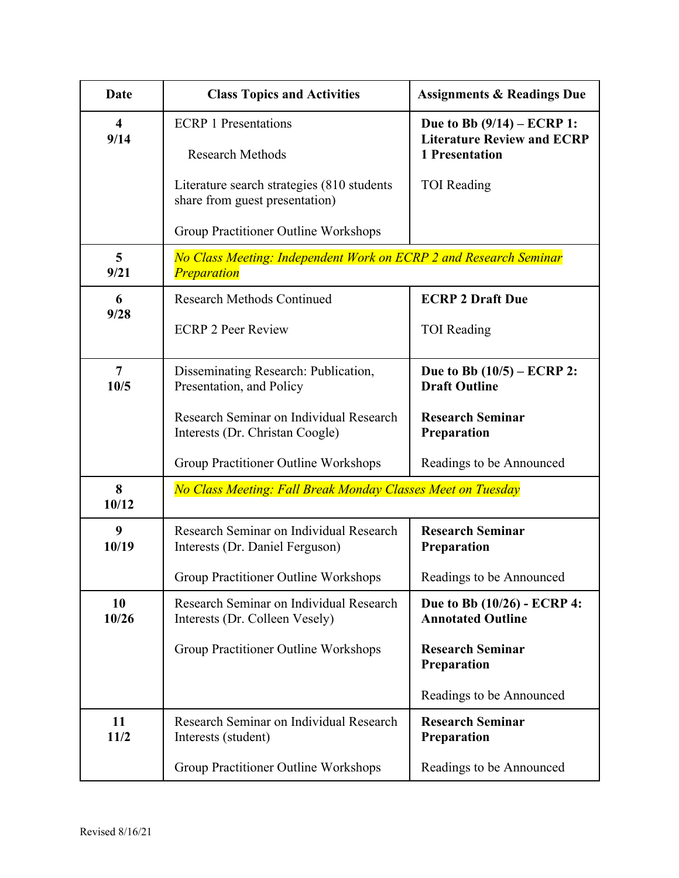| Date | Class Topics and Activities | Assignments & Readings Due |
|---|---|---|
| **4**<br>**9/14** | ECRP 1 Presentations<br><br>Research Methods<br><br>Literature search strategies (810 students share from guest presentation)<br><br>Group Practitioner Outline Workshops | **Due to Bb (9/14) – ECRP 1: Literature Review and ECRP 1 Presentation**<br><br>TOI Reading |
| **5**<br>**9/21** | *No Class Meeting: Independent Work on ECRP 2 and Research Seminar Preparation* | |
| **6**<br>**9/28** | Research Methods Continued<br><br>ECRP 2 Peer Review | **ECRP 2 Draft Due**<br><br>TOI Reading |
| **7**<br>**10/5** | Disseminating Research: Publication, Presentation, and Policy<br><br>Research Seminar on Individual Research Interests (Dr. Christan Coogle)<br><br>Group Practitioner Outline Workshops | **Due to Bb (10/5) – ECRP 2: Draft Outline**<br><br>**Research Seminar Preparation**<br><br>Readings to be Announced |
| **8**<br>**10/12** | *No Class Meeting: Fall Break Monday Classes Meet on Tuesday* | |
| **9**<br>**10/19** | Research Seminar on Individual Research Interests (Dr. Daniel Ferguson)<br><br>Group Practitioner Outline Workshops | **Research Seminar Preparation**<br><br>Readings to be Announced |
| **10**<br>**10/26** | Research Seminar on Individual Research Interests (Dr. Colleen Vesely)<br><br>Group Practitioner Outline Workshops | **Due to Bb (10/26) - ECRP 4: Annotated Outline**<br><br>**Research Seminar Preparation**<br><br>Readings to be Announced |
| **11**<br>**11/2** | Research Seminar on Individual Research Interests (student)<br><br>Group Practitioner Outline Workshops | **Research Seminar Preparation**<br><br>Readings to be Announced |

Revised 8/16/21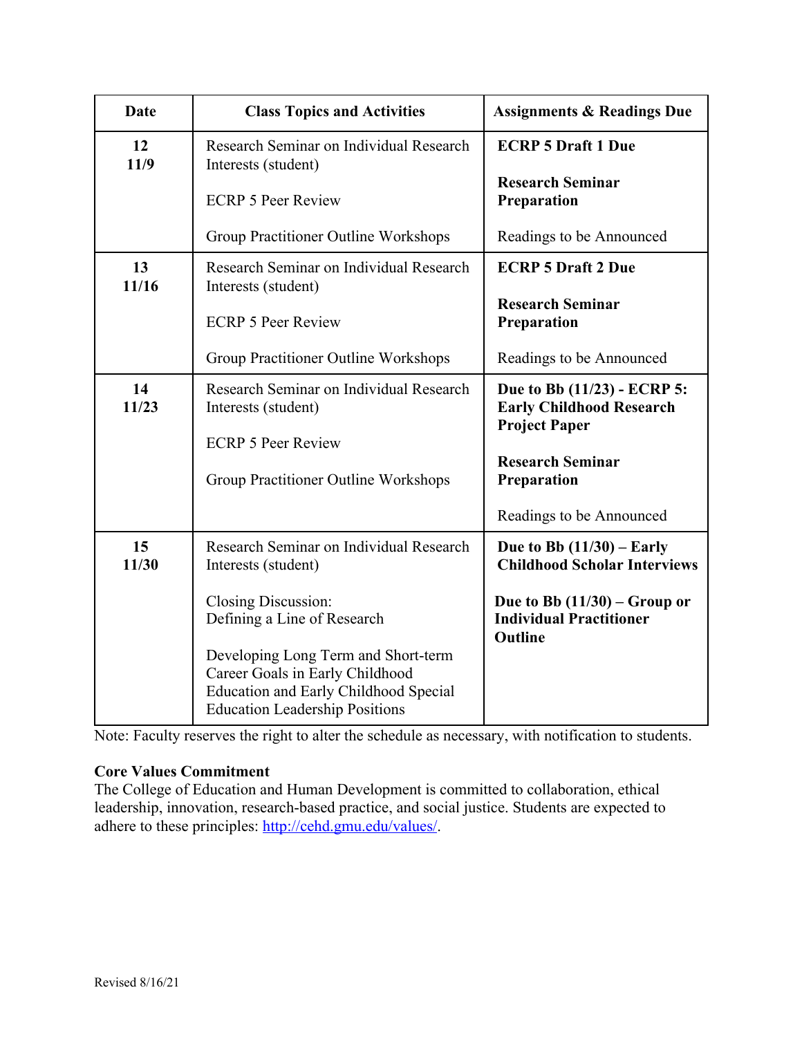| Date | Class Topics and Activities | Assignments & Readings Due |
|---|---|---|
| **12**<br>**11/9** | Research Seminar on Individual Research Interests (student)<br><br>ECRP 5 Peer Review<br><br>Group Practitioner Outline Workshops | **ECRP 5 Draft 1 Due**<br><br>**Research Seminar Preparation**<br><br>Readings to be Announced |
| **13**<br>**11/16** | Research Seminar on Individual Research Interests (student)<br><br>ECRP 5 Peer Review<br><br>Group Practitioner Outline Workshops | **ECRP 5 Draft 2 Due**<br><br>**Research Seminar Preparation**<br><br>Readings to be Announced |
| **14**<br>**11/23** | Research Seminar on Individual Research Interests (student)<br><br>ECRP 5 Peer Review<br><br>Group Practitioner Outline Workshops | **Due to Bb (11/23) - ECRP 5: Early Childhood Research Project Paper**<br><br>**Research Seminar Preparation**<br><br>Readings to be Announced |
| **15**<br>**11/30** | Research Seminar on Individual Research Interests (student)<br><br>Closing Discussion:<br>Defining a Line of Research<br><br>Developing Long Term and Short-term Career Goals in Early Childhood Education and Early Childhood Special Education Leadership Positions | **Due to Bb (11/30) – Early Childhood Scholar Interviews**<br><br>**Due to Bb (11/30) – Group or Individual Practitioner Outline** |

Note: Faculty reserves the right to alter the schedule as necessary, with notification to students.

**Core Values Commitment**
The College of Education and Human Development is committed to collaboration, ethical leadership, innovation, research-based practice, and social justice. Students are expected to adhere to these principles: http://cehd.gmu.edu/values/.

Revised 8/16/21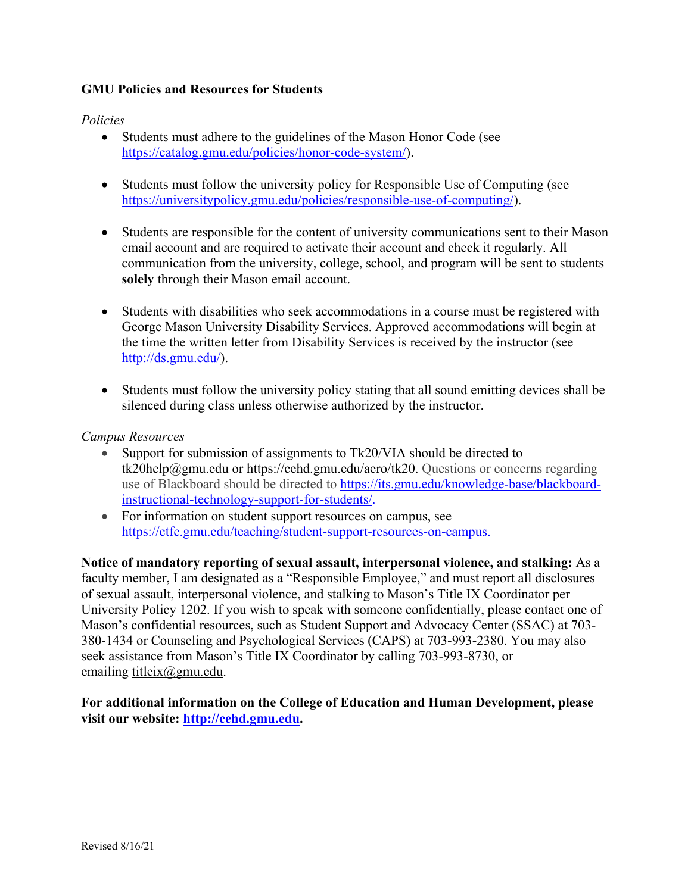**GMU Policies and Resources for Students**

*Policies*

- Students must adhere to the guidelines of the Mason Honor Code (see https://catalog.gmu.edu/policies/honor-code-system/).

- Students must follow the university policy for Responsible Use of Computing (see https://universitypolicy.gmu.edu/policies/responsible-use-of-computing/).

- Students are responsible for the content of university communications sent to their Mason email account and are required to activate their account and check it regularly. All communication from the university, college, school, and program will be sent to students **solely** through their Mason email account.

- Students with disabilities who seek accommodations in a course must be registered with George Mason University Disability Services. Approved accommodations will begin at the time the written letter from Disability Services is received by the instructor (see http://ds.gmu.edu/).

- Students must follow the university policy stating that all sound emitting devices shall be silenced during class unless otherwise authorized by the instructor.

*Campus Resources*

- Support for submission of assignments to Tk20/VIA should be directed to tk20help@gmu.edu or https://cehd.gmu.edu/aero/tk20. Questions or concerns regarding use of Blackboard should be directed to https://its.gmu.edu/knowledge-base/blackboard-instructional-technology-support-for-students/.
- For information on student support resources on campus, see https://ctfe.gmu.edu/teaching/student-support-resources-on-campus.

**Notice of mandatory reporting of sexual assault, interpersonal violence, and stalking:** As a faculty member, I am designated as a "Responsible Employee," and must report all disclosures of sexual assault, interpersonal violence, and stalking to Mason's Title IX Coordinator per University Policy 1202. If you wish to speak with someone confidentially, please contact one of Mason's confidential resources, such as Student Support and Advocacy Center (SSAC) at 703-380-1434 or Counseling and Psychological Services (CAPS) at 703-993-2380. You may also seek assistance from Mason's Title IX Coordinator by calling 703-993-8730, or emailing titleix@gmu.edu.

**For additional information on the College of Education and Human Development, please visit our website: http://cehd.gmu.edu.**

Revised 8/16/21